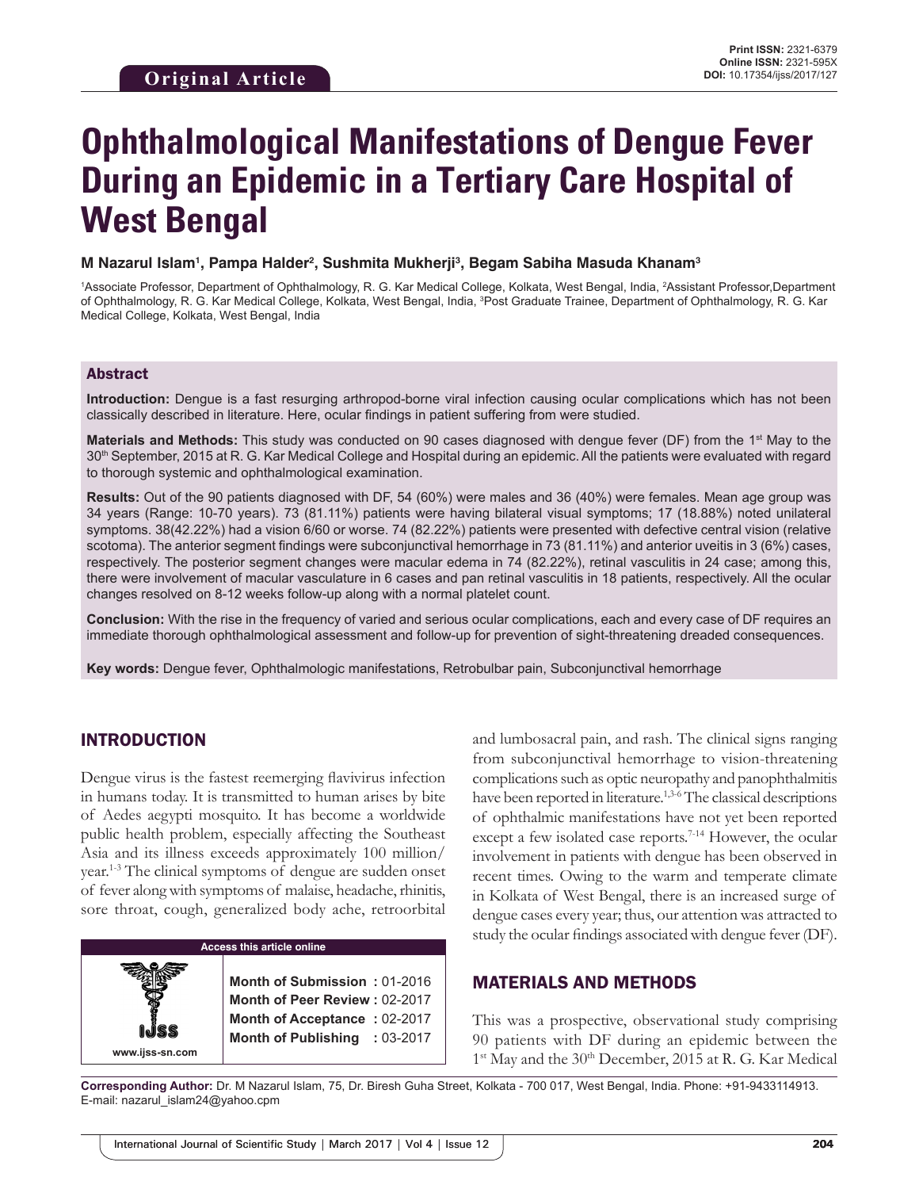Original Article

Print ISSN: 2321-6379
Online ISSN: 2321-595X
DOI: 10.17354/ijss/2017/127

# Ophthalmological Manifestations of Dengue Fever During an Epidemic in a Tertiary Care Hospital of West Bengal

**M Nazarul Islam[1], Pampa Halder[2], Sushmita Mukherji[3], Begam Sabiha Masuda Khanam[3]**

[1]Associate Professor, Department of Ophthalmology, R. G. Kar Medical College, Kolkata, West Bengal, India, [2]Assistant Professor,Department of Ophthalmology, R. G. Kar Medical College, Kolkata, West Bengal, India, [3]Post Graduate Trainee, Department of Ophthalmology, R. G. Kar Medical College, Kolkata, West Bengal, India

## Abstract

**Introduction:** Dengue is a fast resurging arthropod-borne viral infection causing ocular complications which has not been classically described in literature. Here, ocular findings in patient suffering from were studied.

**Materials and Methods:** This study was conducted on 90 cases diagnosed with dengue fever (DF) from the 1st May to the 30th September, 2015 at R. G. Kar Medical College and Hospital during an epidemic. All the patients were evaluated with regard to thorough systemic and ophthalmological examination.

**Results:** Out of the 90 patients diagnosed with DF, 54 (60%) were males and 36 (40%) were females. Mean age group was 34 years (Range: 10-70 years). 73 (81.11%) patients were having bilateral visual symptoms; 17 (18.88%) noted unilateral symptoms. 38(42.22%) had a vision 6/60 or worse. 74 (82.22%) patients were presented with defective central vision (relative scotoma). The anterior segment findings were subconjunctival hemorrhage in 73 (81.11%) and anterior uveitis in 3 (6%) cases, respectively. The posterior segment changes were macular edema in 74 (82.22%), retinal vasculitis in 24 case; among this, there were involvement of macular vasculature in 6 cases and pan retinal vasculitis in 18 patients, respectively. All the ocular changes resolved on 8-12 weeks follow-up along with a normal platelet count.

**Conclusion:** With the rise in the frequency of varied and serious ocular complications, each and every case of DF requires an immediate thorough ophthalmological assessment and follow-up for prevention of sight-threatening dreaded consequences.

**Key words:** Dengue fever, Ophthalmologic manifestations, Retrobulbar pain, Subconjunctival hemorrhage

## INTRODUCTION

Dengue virus is the fastest reemerging flavivirus infection in humans today. It is transmitted to human arises by bite of Aedes aegypti mosquito. It has become a worldwide public health problem, especially affecting the Southeast Asia and its illness exceeds approximately 100 million/year.[1-3] The clinical symptoms of dengue are sudden onset of fever along with symptoms of malaise, headache, rhinitis, sore throat, cough, generalized body ache, retroorbital and lumbosacral pain, and rash. The clinical signs ranging from subconjunctival hemorrhage to vision-threatening complications such as optic neuropathy and panophthalmitis have been reported in literature.[1,3-6] The classical descriptions of ophthalmic manifestations have not yet been reported except a few isolated case reports.[7-14] However, the ocular involvement in patients with dengue has been observed in recent times. Owing to the warm and temperate climate in Kolkata of West Bengal, there is an increased surge of dengue cases every year; thus, our attention was attracted to study the ocular findings associated with dengue fever (DF).

| Access this article online | |
|---|---|
| www.ijss-sn.com | **Month of Submission :** 01-2016<br>**Month of Peer Review :** 02-2017<br>**Month of Acceptance :** 02-2017<br>**Month of Publishing :** 03-2017 |

## MATERIALS AND METHODS

This was a prospective, observational study comprising 90 patients with DF during an epidemic between the 1st May and the 30th December, 2015 at R. G. Kar Medical

**Corresponding Author:** Dr. M Nazarul Islam, 75, Dr. Biresh Guha Street, Kolkata - 700 017, West Bengal, India. Phone: +91-9433114913. E-mail: nazarul_islam24@yahoo.cpm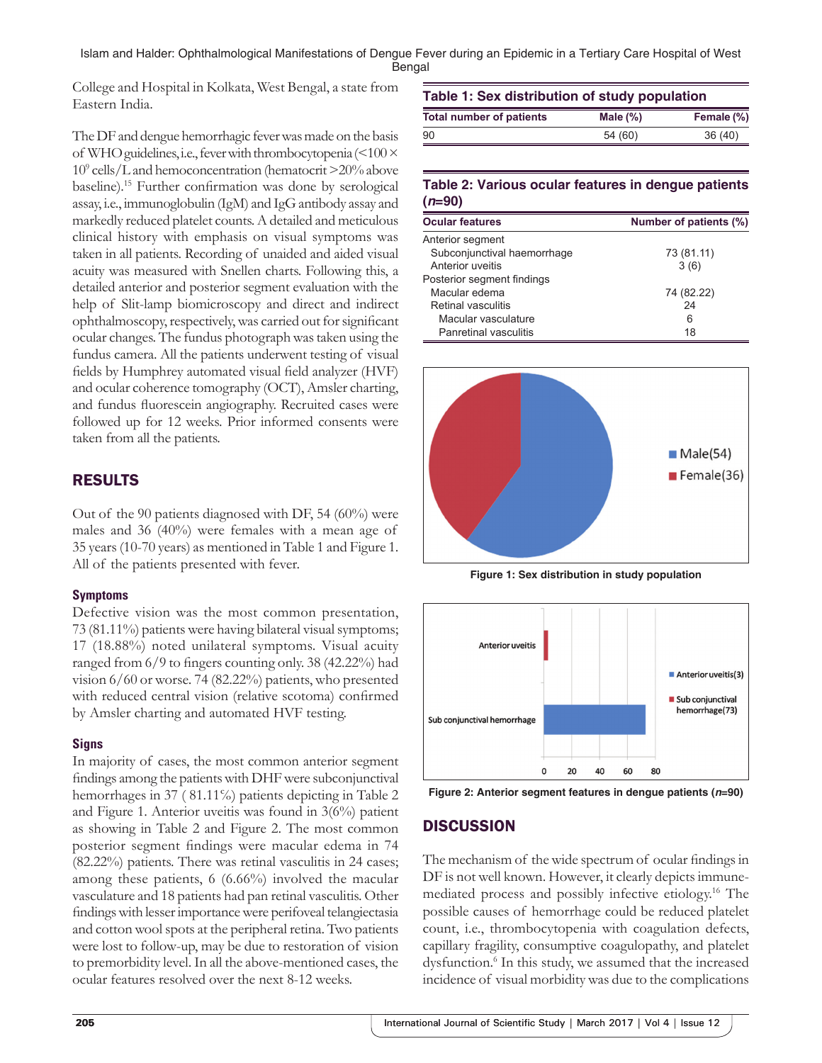College and Hospital in Kolkata, West Bengal, a state from Eastern India.

The DF and dengue hemorrhagic fever was made on the basis of WHO guidelines, i.e., fever with thrombocytopenia ($<100 \times 10^9$ cells/L and hemoconcentration (hematocrit >20% above baseline).[15] Further confirmation was done by serological assay, i.e., immunoglobulin (IgM) and IgG antibody assay and markedly reduced platelet counts. A detailed and meticulous clinical history with emphasis on visual symptoms was taken in all patients. Recording of unaided and aided visual acuity was measured with Snellen charts. Following this, a detailed anterior and posterior segment evaluation with the help of Slit-lamp biomicroscopy and direct and indirect ophthalmoscopy, respectively, was carried out for significant ocular changes. The fundus photograph was taken using the fundus camera. All the patients underwent testing of visual fields by Humphrey automated visual field analyzer (HVF) and ocular coherence tomography (OCT), Amsler charting, and fundus fluorescein angiography. Recruited cases were followed up for 12 weeks. Prior informed consents were taken from all the patients.

## RESULTS

Out of the 90 patients diagnosed with DF, 54 (60%) were males and 36 (40%) were females with a mean age of 35 years (10-70 years) as mentioned in Table 1 and Figure 1. All of the patients presented with fever.

### Symptoms

Defective vision was the most common presentation, 73 (81.11%) patients were having bilateral visual symptoms; 17 (18.88%) noted unilateral symptoms. Visual acuity ranged from 6/9 to fingers counting only. 38 (42.22%) had vision 6/60 or worse. 74 (82.22%) patients, who presented with reduced central vision (relative scotoma) confirmed by Amsler charting and automated HVF testing.

### Signs

In majority of cases, the most common anterior segment findings among the patients with DHF were subconjunctival hemorrhages in 37 ( 81.11%) patients depicting in Table 2 and Figure 1. Anterior uveitis was found in 3(6%) patient as showing in Table 2 and Figure 2. The most common posterior segment findings were macular edema in 74 (82.22%) patients. There was retinal vasculitis in 24 cases; among these patients, 6 (6.66%) involved the macular vasculature and 18 patients had pan retinal vasculitis. Other findings with lesser importance were perifoveal telangiectasia and cotton wool spots at the peripheral retina. Two patients were lost to follow-up, may be due to restoration of vision to premorbidity level. In all the above-mentioned cases, the ocular features resolved over the next 8-12 weeks.

**Table 1: Sex distribution of study population**

| Total number of patients | Male (%) | Female (%) |
|---|---|---|
| 90 | 54 (60) | 36 (40) |

**Table 2: Various ocular features in dengue patients (*n*=90)**

| Ocular features | Number of patients (%) |
|---|---|
| Anterior segment | |
| Subconjunctival haemorrhage | 73 (81.11) |
| Anterior uveitis | 3 (6) |
| Posterior segment findings | |
| Macular edema | 74 (82.22) |
| Retinal vasculitis | 24 |
| Macular vasculature | 6 |
| Panretinal vasculitis | 18 |

**Figure 1: Sex distribution in study population**

**Figure 2: Anterior segment features in dengue patients (*n*=90)**

## DISCUSSION

The mechanism of the wide spectrum of ocular findings in DF is not well known. However, it clearly depicts immune-mediated process and possibly infective etiology.[16] The possible causes of hemorrhage could be reduced platelet count, i.e., thrombocytopenia with coagulation defects, capillary fragility, consumptive coagulopathy, and platelet dysfunction.[6] In this study, we assumed that the increased incidence of visual morbidity was due to the complications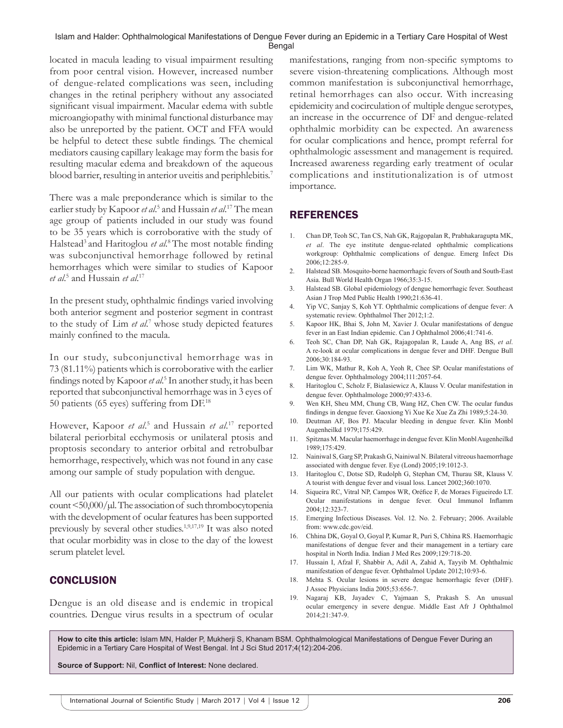located in macula leading to visual impairment resulting from poor central vision. However, increased number of dengue-related complications was seen, including changes in the retinal periphery without any associated significant visual impairment. Macular edema with subtle microangiopathy with minimal functional disturbance may also be unreported by the patient. OCT and FFA would be helpful to detect these subtle findings. The chemical mediators causing capillary leakage may form the basis for resulting macular edema and breakdown of the aqueous blood barrier, resulting in anterior uveitis and periphlebitis.[7]

There was a male preponderance which is similar to the earlier study by Kapoor *et al*.[5] and Hussain *et al*.[17] The mean age group of patients included in our study was found to be 35 years which is corroborative with the study of Halstead[3] and Haritoglou *et al*.[8] The most notable finding was subconjunctival hemorrhage followed by retinal hemorrhages which were similar to studies of Kapoor *et al*.[5] and Hussain *et al*.[17]

In the present study, ophthalmic findings varied involving both anterior segment and posterior segment in contrast to the study of Lim *et al*.[7] whose study depicted features mainly confined to the macula.

In our study, subconjunctival hemorrhage was in 73 (81.11%) patients which is corroborative with the earlier findings noted by Kapoor *et al*.[5] In another study, it has been reported that subconjunctival hemorrhage was in 3 eyes of 50 patients (65 eyes) suffering from DF.[18]

However, Kapoor *et al*.[5] and Hussain *et al*.[17] reported bilateral periorbital ecchymosis or unilateral ptosis and proptosis secondary to anterior orbital and retrobulbar hemorrhage, respectively, which was not found in any case among our sample of study population with dengue.

All our patients with ocular complications had platelet count <50,000/μl. The association of such thrombocytopenia with the development of ocular features has been supported previously by several other studies.[1,9,17,19] It was also noted that ocular morbidity was in close to the day of the lowest serum platelet level.

## CONCLUSION

Dengue is an old disease and is endemic in tropical countries. Dengue virus results in a spectrum of ocular manifestations, ranging from non-specific symptoms to severe vision-threatening complications. Although most common manifestation is subconjunctival hemorrhage, retinal hemorrhages can also occur. With increasing epidemicity and cocirculation of multiple dengue serotypes, an increase in the occurrence of DF and dengue-related ophthalmic morbidity can be expected. An awareness for ocular complications and hence, prompt referral for ophthalmologic assessment and management is required. Increased awareness regarding early treatment of ocular complications and institutionalization is of utmost importance.

## REFERENCES

1. Chan DP, Teoh SC, Tan CS, Nah GK, Rajgopalan R, Prabhakaragupta MK, *et al*. The eye institute dengue-related ophthalmic complications workgroup: Ophthalmic complications of dengue. Emerg Infect Dis 2006;12:285-9.
2. Halstead SB. Mosquito-borne haemorrhagic fevers of South and South-East Asia. Bull World Health Organ 1966;35:3-15.
3. Halstead SB. Global epidemiology of dengue hemorrhagic fever. Southeast Asian J Trop Med Public Health 1990;21:636-41.
4. Yip VC, Sanjay S, Koh YT. Ophthalmic complications of dengue fever: A systematic review. Ophthalmol Ther 2012;1:2.
5. Kapoor HK, Bhai S, John M, Xavier J. Ocular manifestations of dengue fever in an East Indian epidemic. Can J Ophthalmol 2006;41:741-6.
6. Teoh SC, Chan DP, Nah GK, Rajagopalan R, Laude A, Ang BS, *et al*. A re-look at ocular complications in dengue fever and DHF. Dengue Bull 2006;30:184-93.
7. Lim WK, Mathur R, Koh A, Yeoh R, Chee SP. Ocular manifestations of dengue fever. Ophthalmology 2004;111:2057-64.
8. Haritoglou C, Scholz F, Bialasiewicz A, Klauss V. Ocular manifestation in dengue fever. Ophthalmologe 2000;97:433-6.
9. Wen KH, Sheu MM, Chung CB, Wang HZ, Chen CW. The ocular fundus findings in dengue fever. Gaoxiong Yi Xue Ke Xue Za Zhi 1989;5:24-30.
10. Deutman AF, Bos PJ. Macular bleeding in dengue fever. Klin Monbl Augenheilkd 1979;175:429.
11. Spitznas M. Macular haemorrhage in dengue fever. Klin Monbl Augenheilkd 1989;175:429.
12. Nainiwal S, Garg SP, Prakash G, Nainiwal N. Bilateral vitreous haemorrhage associated with dengue fever. Eye (Lond) 2005;19:1012-3.
13. Haritoglou C, Dotse SD, Rudolph G, Stephan CM, Thurau SR, Klauss V. A tourist with dengue fever and visual loss. Lancet 2002;360:1070.
14. Siqueira RC, Vitral NP, Campos WR, Oréfice F, de Moraes Figueiredo LT. Ocular manifestations in dengue fever. Ocul Immunol Inflamm 2004;12:323-7.
15. Emerging Infectious Diseases. Vol. 12. No. 2. February; 2006. Available from: www.cdc.gov/eid.
16. Chhina DK, Goyal O, Goyal P, Kumar R, Puri S, Chhina RS. Haemorrhagic manifestations of dengue fever and their management in a tertiary care hospital in North India. Indian J Med Res 2009;129:718-20.
17. Hussain I, Afzal F, Shabbir A, Adil A, Zahid A, Tayyib M. Ophthalmic manifestation of dengue fever. Ophthalmol Update 2012;10:93-6.
18. Mehta S. Ocular lesions in severe dengue hemorrhagic fever (DHF). J Assoc Physicians India 2005;53:656-7.
19. Nagaraj KB, Jayadev C, Yajmaan S, Prakash S. An unusual ocular emergency in severe dengue. Middle East Afr J Ophthalmol 2014;21:347-9.

**How to cite this article:** Islam MN, Halder P, Mukherji S, Khanam BSM. Ophthalmological Manifestations of Dengue Fever During an Epidemic in a Tertiary Care Hospital of West Bengal. Int J Sci Stud 2017;4(12):204-206.

**Source of Support:** Nil, **Conflict of Interest:** None declared.